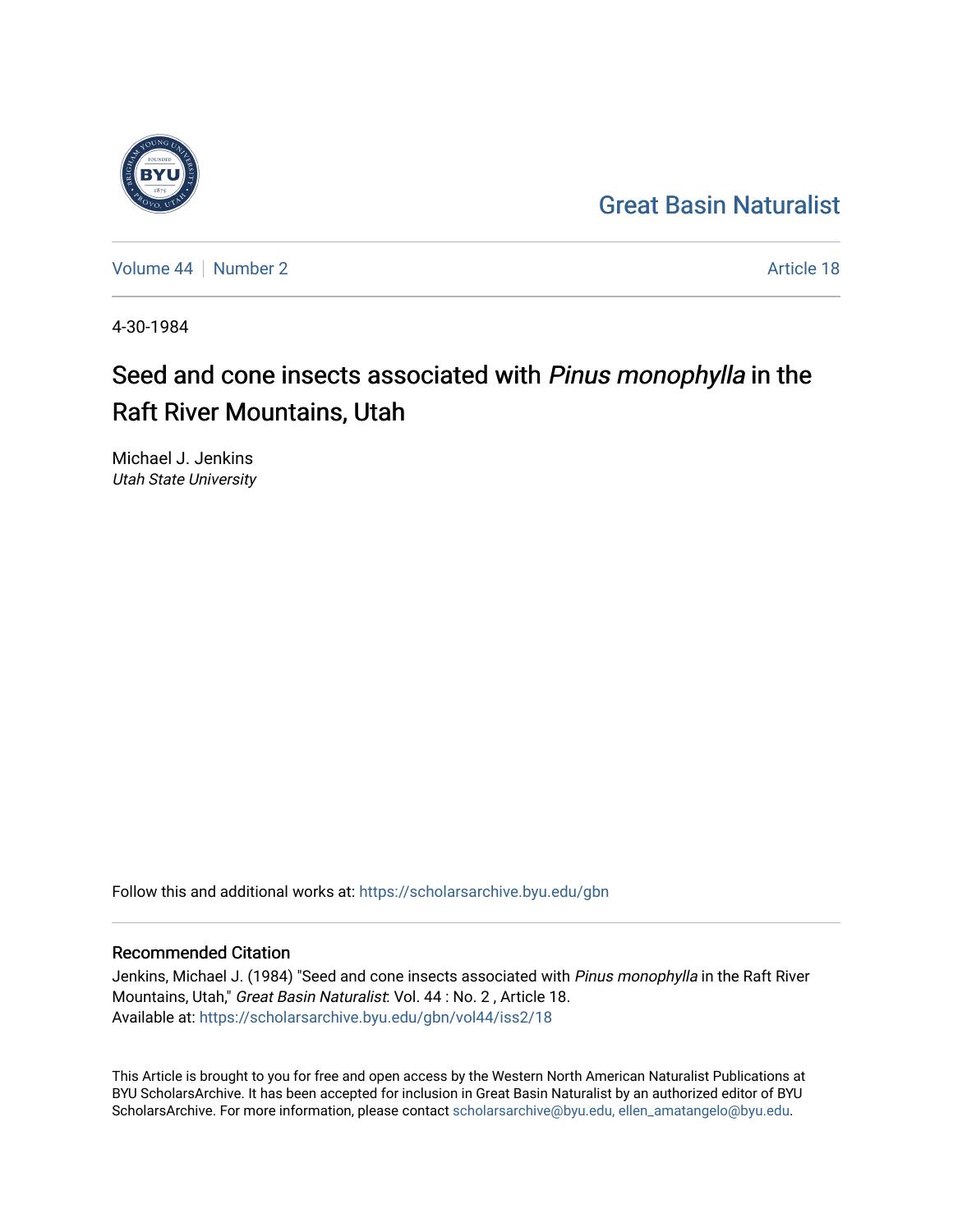Great Basin Naturalist

Volume 44 | Number 2 | Article 18

4-30-1984

# Seed and cone insects associated with *Pinus monophylla* in the Raft River Mountains, Utah

Michael J. Jenkins
*Utah State University*

Follow this and additional works at: https://scholarsarchive.byu.edu/gbn

## Recommended Citation

Jenkins, Michael J. (1984) "Seed and cone insects associated with *Pinus monophylla* in the Raft River Mountains, Utah," *Great Basin Naturalist*: Vol. 44 : No. 2 , Article 18.
Available at: https://scholarsarchive.byu.edu/gbn/vol44/iss2/18

This Article is brought to you for free and open access by the Western North American Naturalist Publications at BYU ScholarsArchive. It has been accepted for inclusion in Great Basin Naturalist by an authorized editor of BYU ScholarsArchive. For more information, please contact scholarsarchive@byu.edu, ellen_amatangelo@byu.edu.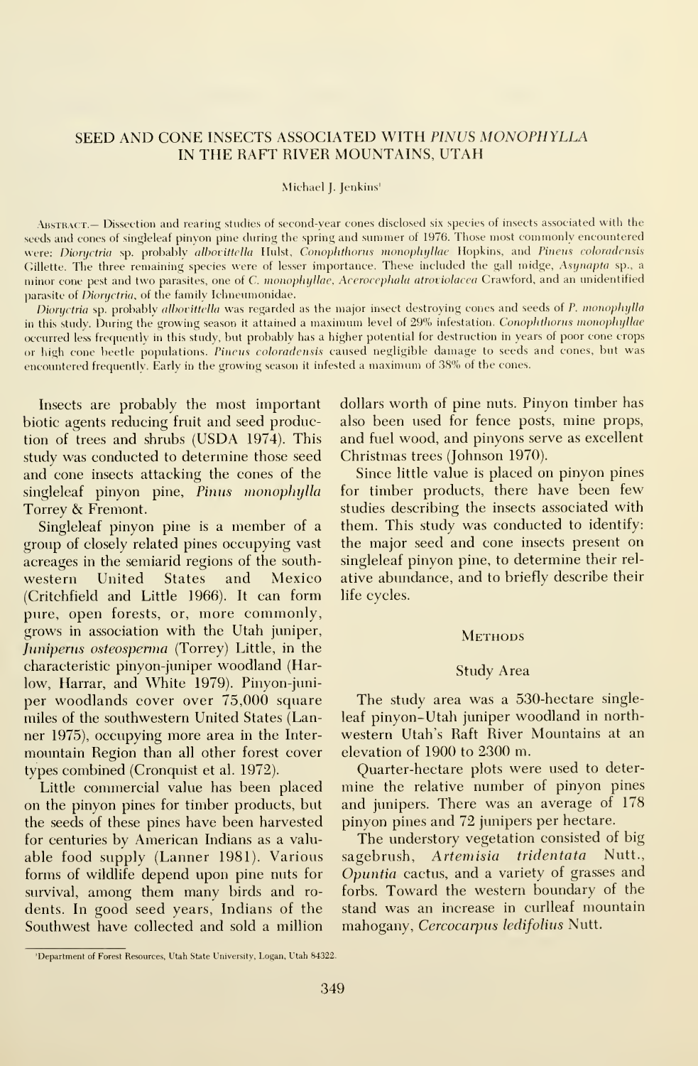# SEED AND CONE INSECTS ASSOCIATED WITH *PINUS MONOPHYLLA* IN THE RAFT RIVER MOUNTAINS, UTAH

Michael J. Jenkins[1]

ABSTRACT.— Dissection and rearing studies of second-year cones disclosed six species of insects associated with the seeds and cones of singleleaf pinyon pine during the spring and summer of 1976. Those most commonly encountered were: *Dioryctria* sp. probably *albovittella* Hulst, *Conophthorus monophyllae* Hopkins, and *Pineus coloradensis* Gillette. The three remaining species were of lesser importance. These included the gall midge, *Asynapta* sp., a minor cone pest and two parasites, one of *C. monophyllae*, *Acerocephala atroviolacea* Crawford, and an unidentified parasite of *Dioryctria*, of the family Ichneumonidae.

*Dioryctria* sp. probably *albovittella* was regarded as the major insect destroying cones and seeds of *P. monophylla* in this study. During the growing season it attained a maximum level of 29% infestation. *Conophthorus monophyllae* occurred less frequently in this study, but probably has a higher potential for destruction in years of poor cone crops or high cone beetle populations. *Pineus coloradensis* caused negligible damage to seeds and cones, but was encountered frequently. Early in the growing season it infested a maximum of 38% of the cones.

Insects are probably the most important biotic agents reducing fruit and seed production of trees and shrubs (USDA 1974). This study was conducted to determine those seed and cone insects attacking the cones of the singleleaf pinyon pine, *Pinus monophylla* Torrey & Fremont.

Singleleaf pinyon pine is a member of a group of closely related pines occupying vast acreages in the semiarid regions of the southwestern United States and Mexico (Critchfield and Little 1966). It can form pure, open forests, or, more commonly, grows in association with the Utah juniper, *Juniperus osteosperma* (Torrey) Little, in the characteristic pinyon-juniper woodland (Harlow, Harrar, and White 1979). Pinyon-juniper woodlands cover over 75,000 square miles of the southwestern United States (Lanner 1975), occupying more area in the Intermountain Region than all other forest cover types combined (Cronquist et al. 1972).

Little commercial value has been placed on the pinyon pines for timber products, but the seeds of these pines have been harvested for centuries by American Indians as a valuable food supply (Lanner 1981). Various forms of wildlife depend upon pine nuts for survival, among them many birds and rodents. In good seed years, Indians of the Southwest have collected and sold a million dollars worth of pine nuts. Pinyon timber has also been used for fence posts, mine props, and fuel wood, and pinyons serve as excellent Christmas trees (Johnson 1970).

Since little value is placed on pinyon pines for timber products, there have been few studies describing the insects associated with them. This study was conducted to identify: the major seed and cone insects present on singleleaf pinyon pine, to determine their relative abundance, and to briefly describe their life cycles.

## METHODS

### Study Area

The study area was a 530-hectare singleleaf pinyon–Utah juniper woodland in northwestern Utah's Raft River Mountains at an elevation of 1900 to 2300 m.

Quarter-hectare plots were used to determine the relative number of pinyon pines and junipers. There was an average of 178 pinyon pines and 72 junipers per hectare.

The understory vegetation consisted of big sagebrush, *Artemisia tridentata* Nutt., *Opuntia* cactus, and a variety of grasses and forbs. Toward the western boundary of the stand was an increase in curlleaf mountain mahogany, *Cercocarpus ledifolius* Nutt.

[1]Department of Forest Resources, Utah State University, Logan, Utah 84322.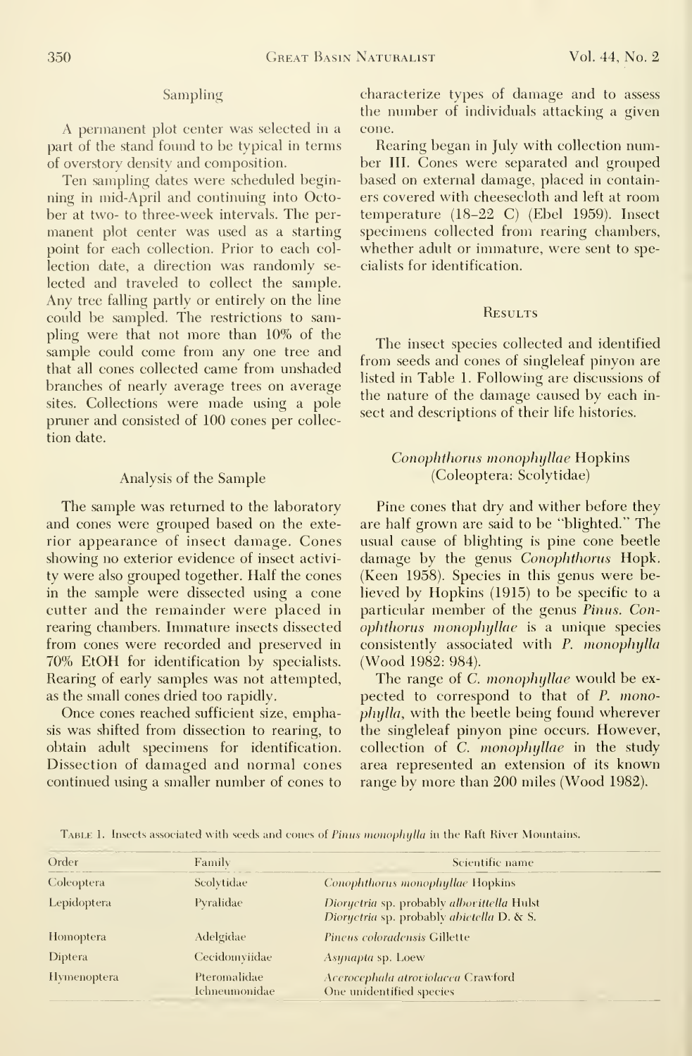## Sampling

A permanent plot center was selected in a part of the stand found to be typical in terms of overstory density and composition.

Ten sampling dates were scheduled beginning in mid-April and continuing into October at two- to three-week intervals. The permanent plot center was used as a starting point for each collection. Prior to each collection date, a direction was randomly selected and traveled to collect the sample. Any tree falling partly or entirely on the line could be sampled. The restrictions to sampling were that not more than 10% of the sample could come from any one tree and that all cones collected came from unshaded branches of nearly average trees on average sites. Collections were made using a pole pruner and consisted of 100 cones per collection date.

## Analysis of the Sample

The sample was returned to the laboratory and cones were grouped based on the exterior appearance of insect damage. Cones showing no exterior evidence of insect activity were also grouped together. Half the cones in the sample were dissected using a cone cutter and the remainder were placed in rearing chambers. Immature insects dissected from cones were recorded and preserved in 70% EtOH for identification by specialists. Rearing of early samples was not attempted, as the small cones dried too rapidly.

Once cones reached sufficient size, emphasis was shifted from dissection to rearing, to obtain adult specimens for identification. Dissection of damaged and normal cones continued using a smaller number of cones to characterize types of damage and to assess the number of individuals attacking a given cone.

Rearing began in July with collection number III. Cones were separated and grouped based on external damage, placed in containers covered with cheesecloth and left at room temperature (18–22 C) (Ebel 1959). Insect specimens collected from rearing chambers, whether adult or immature, were sent to specialists for identification.

## Results

The insect species collected and identified from seeds and cones of singleleaf pinyon are listed in Table 1. Following are discussions of the nature of the damage caused by each insect and descriptions of their life histories.

### *Conophthorus monophyllae* Hopkins (Coleoptera: Scolytidae)

Pine cones that dry and wither before they are half grown are said to be "blighted." The usual cause of blighting is pine cone beetle damage by the genus *Conophthorus* Hopk. (Keen 1958). Species in this genus were believed by Hopkins (1915) to be specific to a particular member of the genus *Pinus*. *Conophthorus monophyllae* is a unique species consistently associated with *P. monophylla* (Wood 1982: 984).

The range of *C. monophyllae* would be expected to correspond to that of *P. monophylla*, with the beetle being found wherever the singleleaf pinyon pine occurs. However, collection of *C. monophyllae* in the study area represented an extension of its known range by more than 200 miles (Wood 1982).

Table 1. Insects associated with seeds and cones of *Pinus monophylla* in the Raft River Mountains.

| Order | Family | Scientific name |
|---|---|---|
| Coleoptera | Scolytidae | *Conophthorus monophyllae* Hopkins |
| Lepidoptera | Pyralidae | *Dioryctria* sp. probably *albovittella* Hulst<br>*Dioryctria* sp. probably *abietella* D. & S. |
| Homoptera | Adelgidae | *Pineus coloradensis* Gillette |
| Diptera | Cecidomyiidae | *Asynapta* sp. Loew |
| Hymenoptera | Pteromalidae<br>Ichneumonidae | *Acrocephala atroviolacea* Crawford<br>One unidentified species |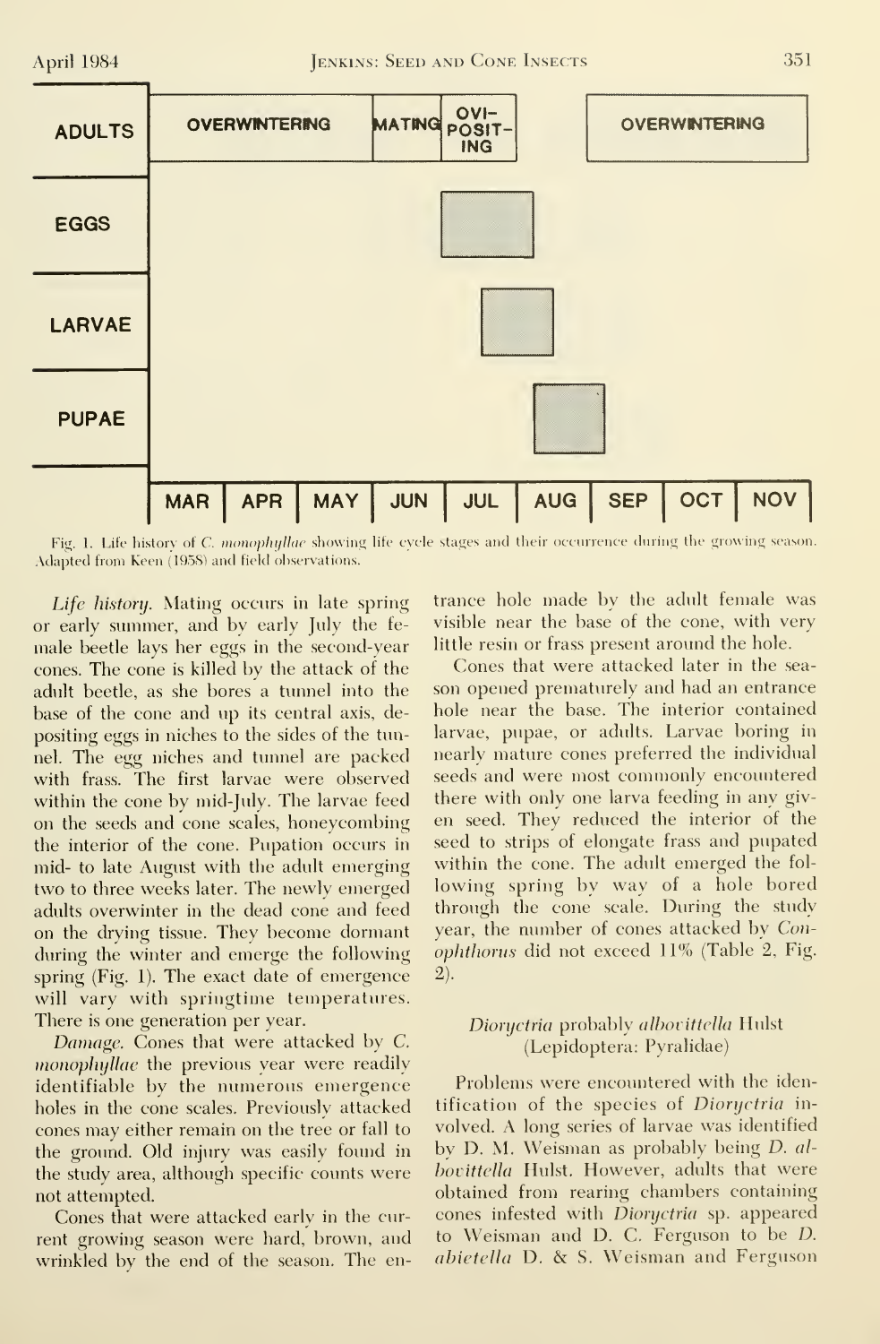| | MAR | APR | MAY | JUN | JUL | AUG | SEP | OCT | NOV |
|---|---|---|---|---|---|---|---|---|---|
| ADULTS | OVERWINTERING | OVERWINTERING | OVERWINTERING | MATING | OVI-POSIT-ING | | OVERWINTERING | OVERWINTERING | OVERWINTERING |
| EGGS | | | | | ■ | | | | |
| LARVAE | | | | | ■ | ■ | | | |
| PUPAE | | | | | | ■ | ■ | | |

Fig. 1. Life history of *C. monophyllae* showing life cycle stages and their occurrence during the growing season. Adapted from Keen (1958) and field observations.

*Life history.* Mating occurs in late spring or early summer, and by early July the female beetle lays her eggs in the second-year cones. The cone is killed by the attack of the adult beetle, as she bores a tunnel into the base of the cone and up its central axis, depositing eggs in niches to the sides of the tunnel. The egg niches and tunnel are packed with frass. The first larvae were observed within the cone by mid-July. The larvae feed on the seeds and cone scales, honeycombing the interior of the cone. Pupation occurs in mid- to late August with the adult emerging two to three weeks later. The newly emerged adults overwinter in the dead cone and feed on the drying tissue. They become dormant during the winter and emerge the following spring (Fig. 1). The exact date of emergence will vary with springtime temperatures. There is one generation per year.

*Damage.* Cones that were attacked by *C. monophyllae* the previous year were readily identifiable by the numerous emergence holes in the cone scales. Previously attacked cones may either remain on the tree or fall to the ground. Old injury was easily found in the study area, although specific counts were not attempted.

Cones that were attacked early in the current growing season were hard, brown, and wrinkled by the end of the season. The entrance hole made by the adult female was visible near the base of the cone, with very little resin or frass present around the hole.

Cones that were attacked later in the season opened prematurely and had an entrance hole near the base. The interior contained larvae, pupae, or adults. Larvae boring in nearly mature cones preferred the individual seeds and were most commonly encountered there with only one larva feeding in any given seed. They reduced the interior of the seed to strips of elongate frass and pupated within the cone. The adult emerged the following spring by way of a hole bored through the cone scale. During the study year, the number of cones attacked by *Conophthorus* did not exceed 11% (Table 2, Fig. 2).

### *Dioryctria* probably *albovittella* Hulst (Lepidoptera: Pyralidae)

Problems were encountered with the identification of the species of *Dioryctria* involved. A long series of larvae was identified by D. M. Weisman as probably being *D. albovittella* Hulst. However, adults that were obtained from rearing chambers containing cones infested with *Dioryctria* sp. appeared to Weisman and D. C. Ferguson to be *D. abietella* D. & S. Weisman and Ferguson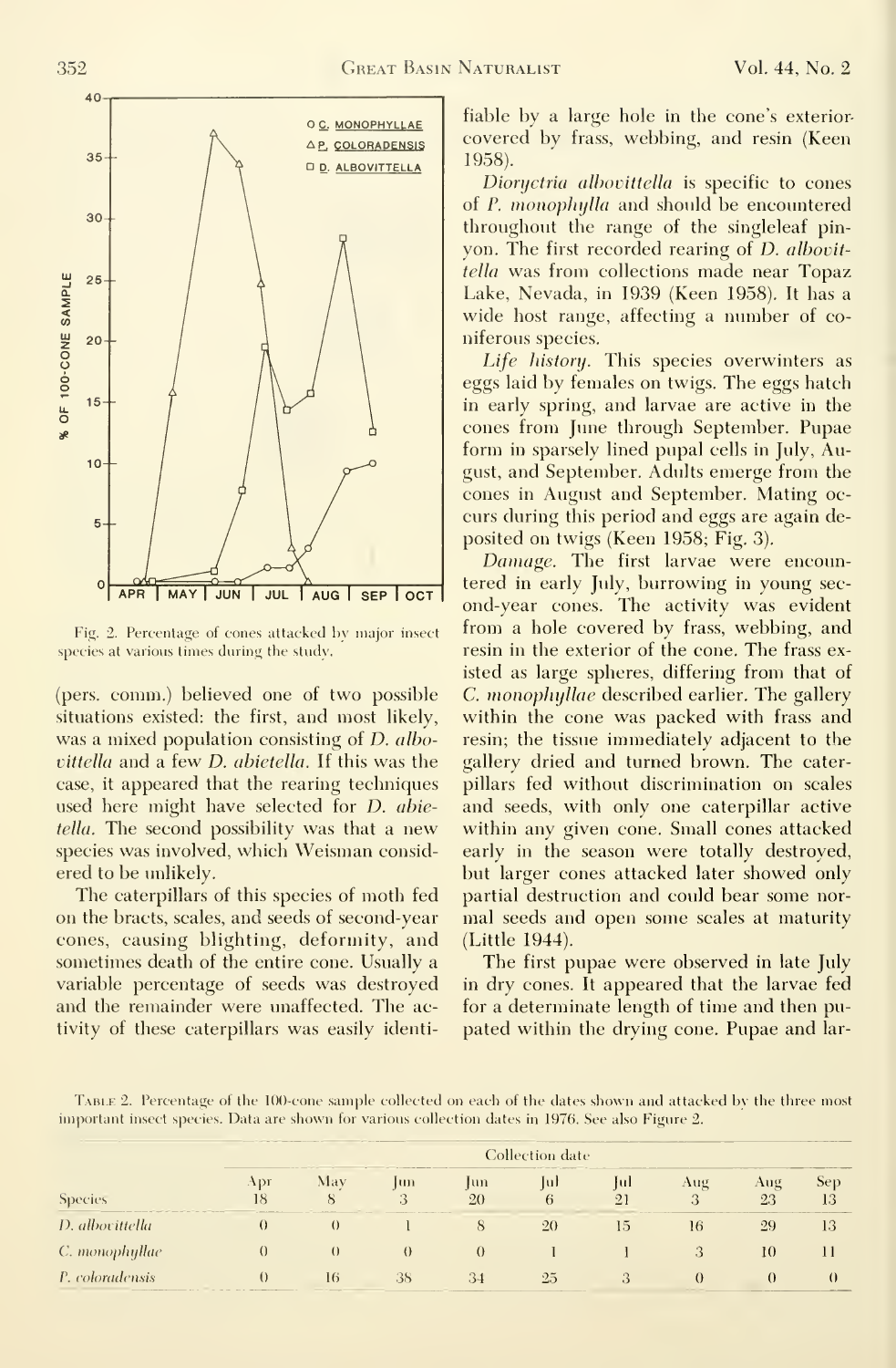Fig. 2. Percentage of cones attacked by major insect species at various times during the study.

(pers. comm.) believed one of two possible situations existed: the first, and most likely, was a mixed population consisting of *D. albovittella* and a few *D. abietella*. If this was the case, it appeared that the rearing techniques used here might have selected for *D. abietella*. The second possibility was that a new species was involved, which Weisman considered to be unlikely.

The caterpillars of this species of moth fed on the bracts, scales, and seeds of second-year cones, causing blighting, deformity, and sometimes death of the entire cone. Usually a variable percentage of seeds was destroyed and the remainder were unaffected. The activity of these caterpillars was easily identifiable by a large hole in the cone's exterior covered by frass, webbing, and resin (Keen 1958).

*Dioryctria albovittella* is specific to cones of *P. monophylla* and should be encountered throughout the range of the singleleaf pinyon. The first recorded rearing of *D. albovittella* was from collections made near Topaz Lake, Nevada, in 1939 (Keen 1958). It has a wide host range, affecting a number of coniferous species.

*Life history.* This species overwinters as eggs laid by females on twigs. The eggs hatch in early spring, and larvae are active in the cones from June through September. Pupae form in sparsely lined pupal cells in July, August, and September. Adults emerge from the cones in August and September. Mating occurs during this period and eggs are again deposited on twigs (Keen 1958; Fig. 3).

*Damage.* The first larvae were encountered in early July, burrowing in young second-year cones. The activity was evident from a hole covered by frass, webbing, and resin in the exterior of the cone. The frass existed as large spheres, differing from that of *C. monophyllae* described earlier. The gallery within the cone was packed with frass and resin; the tissue immediately adjacent to the gallery dried and turned brown. The caterpillars fed without discrimination on scales and seeds, with only one caterpillar active within any given cone. Small cones attacked early in the season were totally destroyed, but larger cones attacked later showed only partial destruction and could bear some normal seeds and open some scales at maturity (Little 1944).

The first pupae were observed in late July in dry cones. It appeared that the larvae fed for a determinate length of time and then pupated within the drying cone. Pupae and lar-

Table 2. Percentage of the 100-cone sample collected on each of the dates shown and attacked by the three most important insect species. Data are shown for various collection dates in 1976. See also Figure 2.

| | Collection date | | | | | | | | |
|---|---|---|---|---|---|---|---|---|---|
| Species | Apr 18 | May 8 | Jun 3 | Jun 20 | Jul 6 | Jul 21 | Aug 3 | Aug 23 | Sep 13 |
| *D. albovittella* | 0 | 0 | 1 | 8 | 20 | 15 | 16 | 29 | 13 |
| *C. monophyllae* | 0 | 0 | 0 | 0 | 1 | 1 | 3 | 10 | 11 |
| *P. coloradensis* | 0 | 16 | 38 | 34 | 25 | 3 | 0 | 0 | 0 |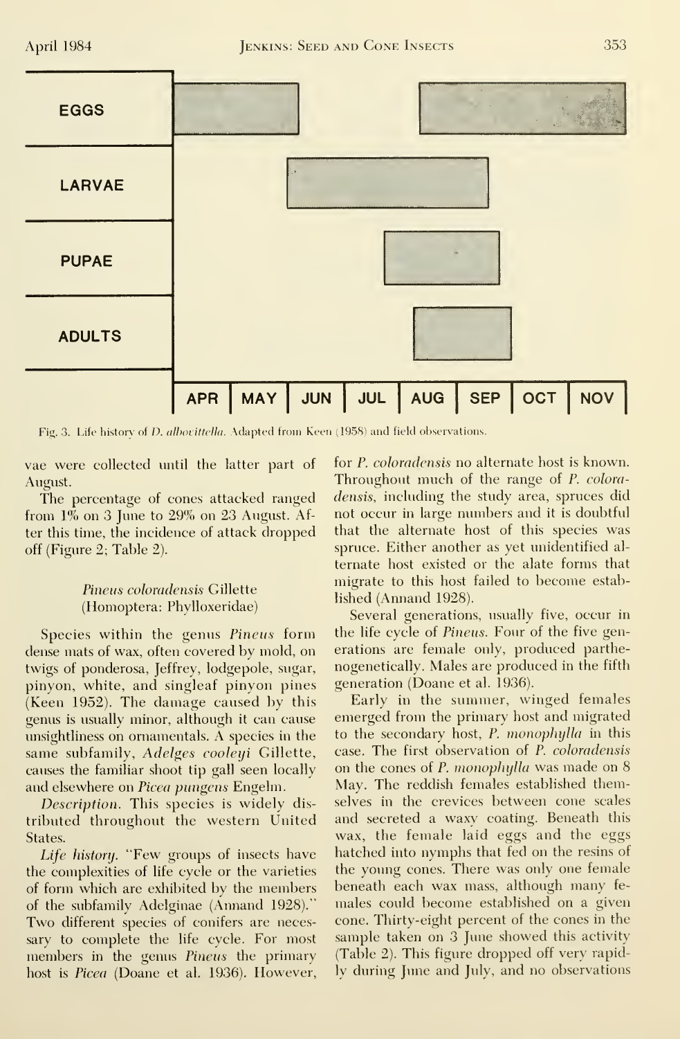| | APR | MAY | JUN | JUL | AUG | SEP | OCT | NOV |
|---|---|---|---|---|---|---|---|---|
| EGGS | | | | | | | | |
| LARVAE | | | | | | | | |
| PUPAE | | | | | | | | |
| ADULTS | | | | | | | | |

Fig. 3. Life history of *D. albovittella*. Adapted from Keen (1958) and field observations.

vae were collected until the latter part of August.

The percentage of cones attacked ranged from 1% on 3 June to 29% on 23 August. After this time, the incidence of attack dropped off (Figure 2; Table 2).

### *Pineus coloradensis* Gillette (Homoptera: Phylloxeridae)

Species within the genus *Pineus* form dense mats of wax, often covered by mold, on twigs of ponderosa, Jeffrey, lodgepole, sugar, pinyon, white, and singleaf pinyon pines (Keen 1952). The damage caused by this genus is usually minor, although it can cause unsightliness on ornamentals. A species in the same subfamily, *Adelges cooleyi* Gillette, causes the familiar shoot tip gall seen locally and elsewhere on *Picea pungens* Engelm.

*Description*. This species is widely distributed throughout the western United States.

*Life history*. "Few groups of insects have the complexities of life cycle or the varieties of form which are exhibited by the members of the subfamily Adelginae (Annand 1928)." Two different species of conifers are necessary to complete the life cycle. For most members in the genus *Pineus* the primary host is *Picea* (Doane et al. 1936). However, for *P. coloradensis* no alternate host is known. Throughout much of the range of *P. coloradensis*, including the study area, spruces did not occur in large numbers and it is doubtful that the alternate host of this species was spruce. Either another as yet unidentified alternate host existed or the alate forms that migrate to this host failed to become established (Annand 1928).

Several generations, usually five, occur in the life cycle of *Pineus*. Four of the five generations are female only, produced parthenogenetically. Males are produced in the fifth generation (Doane et al. 1936).

Early in the summer, winged females emerged from the primary host and migrated to the secondary host, *P. monophylla* in this case. The first observation of *P. coloradensis* on the cones of *P. monophylla* was made on 8 May. The reddish females established themselves in the crevices between cone scales and secreted a waxy coating. Beneath this wax, the female laid eggs and the eggs hatched into nymphs that fed on the resins of the young cones. There was only one female beneath each wax mass, although many females could become established on a given cone. Thirty-eight percent of the cones in the sample taken on 3 June showed this activity (Table 2). This figure dropped off very rapidly during June and July, and no observations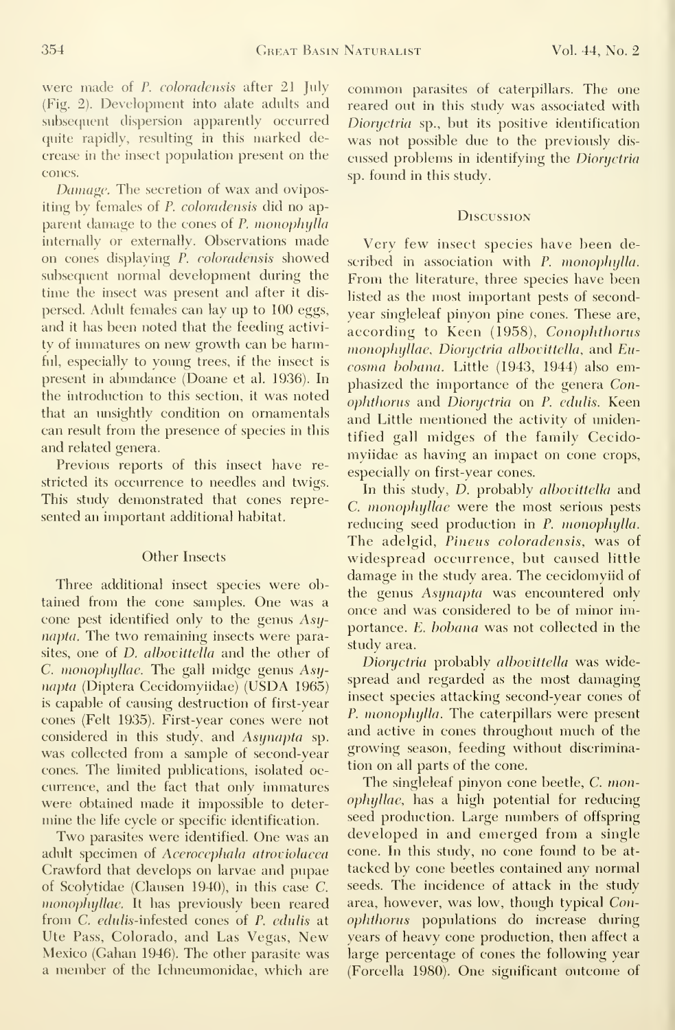were made of *P. coloradensis* after 21 July (Fig. 2). Development into alate adults and subsequent dispersion apparently occurred quite rapidly, resulting in this marked decrease in the insect population present on the cones.

*Damage.* The secretion of wax and ovipositing by females of *P. coloradensis* did no apparent damage to the cones of *P. monophylla* internally or externally. Observations made on cones displaying *P. coloradensis* showed subsequent normal development during the time the insect was present and after it dispersed. Adult females can lay up to 100 eggs, and it has been noted that the feeding activity of immatures on new growth can be harmful, especially to young trees, if the insect is present in abundance (Doane et al. 1936). In the introduction to this section, it was noted that an unsightly condition on ornamentals can result from the presence of species in this and related genera.

Previous reports of this insect have restricted its occurrence to needles and twigs. This study demonstrated that cones represented an important additional habitat.

### Other Insects

Three additional insect species were obtained from the cone samples. One was a cone pest identified only to the genus *Asynapta*. The two remaining insects were parasites, one of *D. albovittella* and the other of *C. monophyllae*. The gall midge genus *Asynapta* (Diptera Cecidomyiidae) (USDA 1965) is capable of causing destruction of first-year cones (Felt 1935). First-year cones were not considered in this study, and *Asynapta* sp. was collected from a sample of second-year cones. The limited publications, isolated occurrence, and the fact that only immatures were obtained made it impossible to determine the life cycle or specific identification.

Two parasites were identified. One was an adult specimen of *Acerocephala atroviolacea* Crawford that develops on larvae and pupae of Scolytidae (Clausen 1940), in this case *C. monophyllae*. It has previously been reared from *C. edulis*-infested cones of *P. edulis* at Ute Pass, Colorado, and Las Vegas, New Mexico (Gahan 1946). The other parasite was a member of the Ichneumonidae, which are common parasites of caterpillars. The one reared out in this study was associated with *Dioryctria* sp., but its positive identification was not possible due to the previously discussed problems in identifying the *Dioryctria* sp. found in this study.

## Discussion

Very few insect species have been described in association with *P. monophylla*. From the literature, three species have been listed as the most important pests of second-year singleleaf pinyon pine cones. These are, according to Keen (1958), *Conophthorus monophyllae*, *Dioryctria albovittella*, and *Eucosma bobana*. Little (1943, 1944) also emphasized the importance of the genera *Conophthorus* and *Dioryctria* on *P. edulis*. Keen and Little mentioned the activity of unidentified gall midges of the family Cecidomyiidae as having an impact on cone crops, especially on first-year cones.

In this study, *D.* probably *albovittella* and *C. monophyllae* were the most serious pests reducing seed production in *P. monophylla*. The adelgid, *Pineus coloradensis*, was of widespread occurrence, but caused little damage in the study area. The cecidomyiid of the genus *Asynapta* was encountered only once and was considered to be of minor importance. *E. bobana* was not collected in the study area.

*Dioryctria* probably *albovittella* was widespread and regarded as the most damaging insect species attacking second-year cones of *P. monophylla*. The caterpillars were present and active in cones throughout much of the growing season, feeding without discrimination on all parts of the cone.

The singleleaf pinyon cone beetle, *C. monophyllae*, has a high potential for reducing seed production. Large numbers of offspring developed in and emerged from a single cone. In this study, no cone found to be attacked by cone beetles contained any normal seeds. The incidence of attack in the study area, however, was low, though typical *Conophthorus* populations do increase during years of heavy cone production, then affect a large percentage of cones the following year (Forcella 1980). One significant outcome of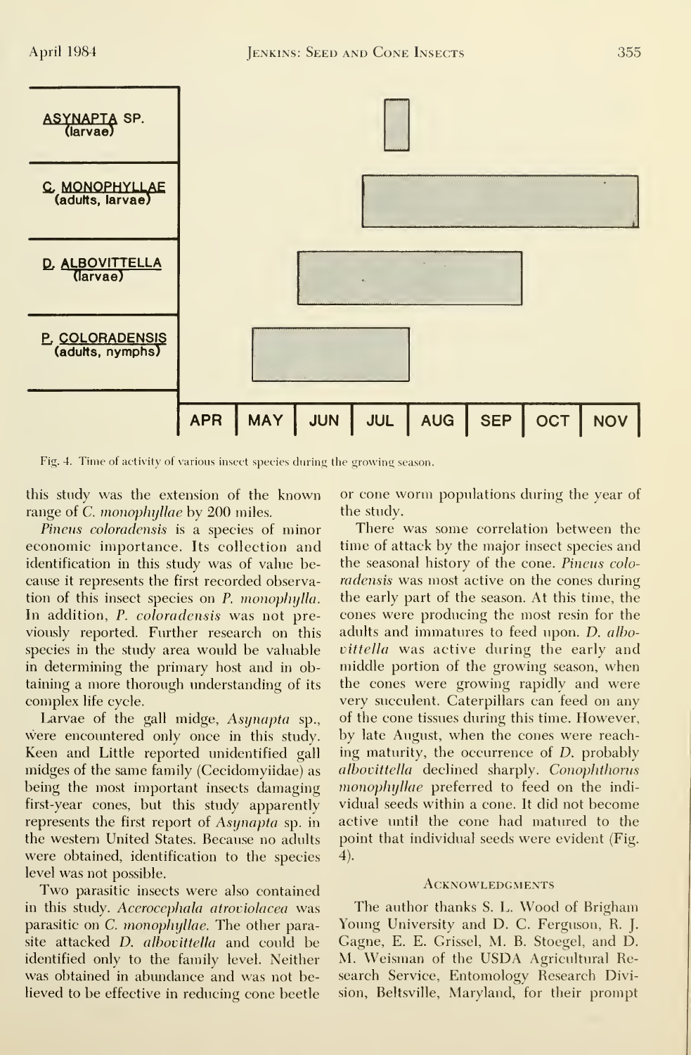Fig. 4. Time of activity of various insect species during the growing season.

this study was the extension of the known range of *C. monophyllae* by 200 miles.

*Pineus coloradensis* is a species of minor economic importance. Its collection and identification in this study was of value because it represents the first recorded observation of this insect species on *P. monophylla*. In addition, *P. coloradensis* was not previously reported. Further research on this species in the study area would be valuable in determining the primary host and in obtaining a more thorough understanding of its complex life cycle.

Larvae of the gall midge, *Asynapta* sp., were encountered only once in this study. Keen and Little reported unidentified gall midges of the same family (Cecidomyiidae) as being the most important insects damaging first-year cones, but this study apparently represents the first report of *Asynapta* sp. in the western United States. Because no adults were obtained, identification to the species level was not possible.

Two parasitic insects were also contained in this study. *Acerocephala atroviolacea* was parasitic on *C. monophyllae*. The other parasite attacked *D. albovittella* and could be identified only to the family level. Neither was obtained in abundance and was not believed to be effective in reducing cone beetle or cone worm populations during the year of the study.

There was some correlation between the time of attack by the major insect species and the seasonal history of the cone. *Pineus coloradensis* was most active on the cones during the early part of the season. At this time, the cones were producing the most resin for the adults and immatures to feed upon. *D. albovittella* was active during the early and middle portion of the growing season, when the cones were growing rapidly and were very succulent. Caterpillars can feed on any of the cone tissues during this time. However, by late August, when the cones were reaching maturity, the occurrence of *D.* probably *albovittella* declined sharply. *Conophthorus monophyllae* preferred to feed on the individual seeds within a cone. It did not become active until the cone had matured to the point that individual seeds were evident (Fig. 4).

## Acknowledgments

The author thanks S. L. Wood of Brigham Young University and D. C. Ferguson, R. J. Gagne, E. E. Grissel, M. B. Stoegel, and D. M. Weisman of the USDA Agricultural Research Service, Entomology Research Division, Beltsville, Maryland, for their prompt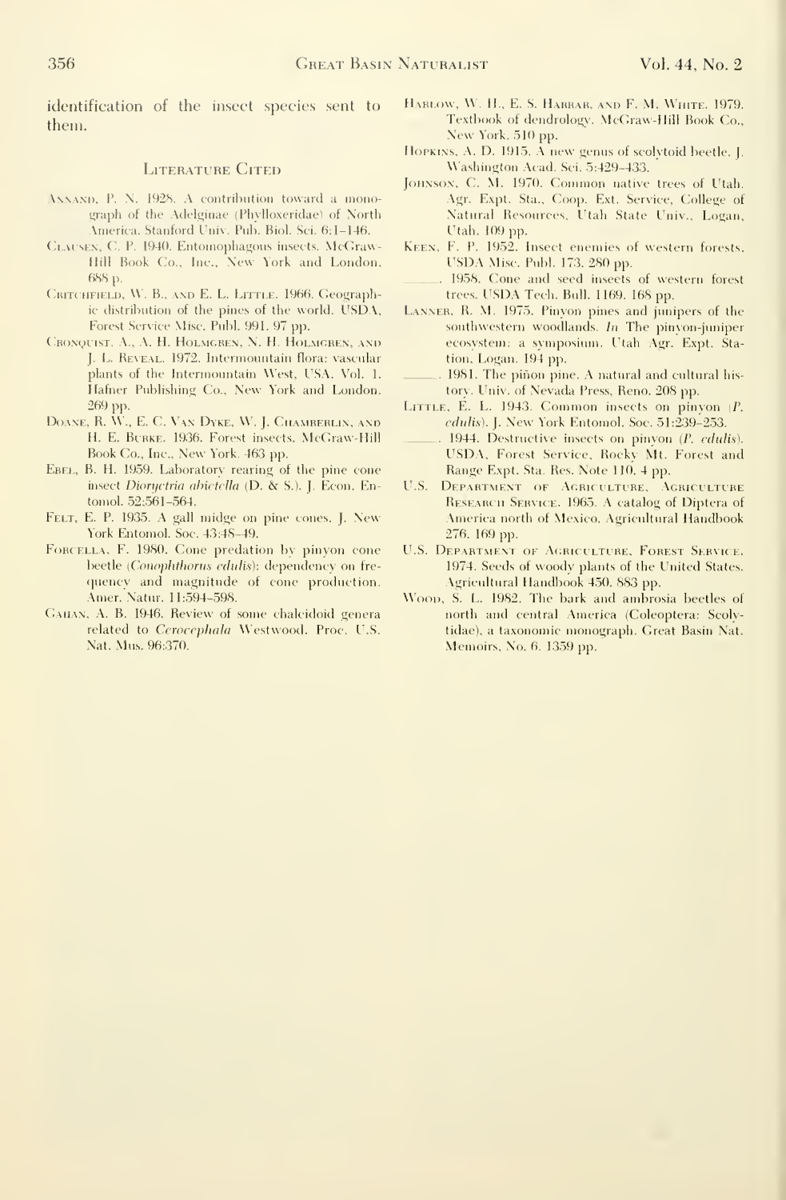identification of the insect species sent to them.

## Literature Cited

Annand, P. N. 1928. A contribution toward a monograph of the Adelginae (Phylloxeridae) of North America. Stanford Univ. Pub. Biol. Sci. 6:1–146.

Clausen, C. P. 1940. Entomophagous insects. McGraw-Hill Book Co., Inc., New York and London. 688 p.

Critchfield, W. B., and E. L. Little. 1966. Geographic distribution of the pines of the world. USDA, Forest Service Misc. Publ. 991. 97 pp.

Cronquist, A., A. H. Holmgren, N. H. Holmgren, and J. L. Reveal. 1972. Intermountain flora: vascular plants of the Intermountain West, USA. Vol. 1. Hafner Publishing Co., New York and London. 269 pp.

Doane, R. W., E. C. Van Dyke, W. J. Chamberlin, and H. E. Burke. 1936. Forest insects. McGraw-Hill Book Co., Inc., New York. 463 pp.

Ebel, B. H. 1959. Laboratory rearing of the pine cone insect *Dioryctria abietella* (D. & S.). J. Econ. Entomol. 52:561–564.

Felt, E. P. 1935. A gall midge on pine cones. J. New York Entomol. Soc. 43:48–49.

Forcella, F. 1980. Cone predation by pinyon cone beetle (*Conophthorus edulis*): dependency on frequency and magnitude of cone production. Amer. Natur. 11:594–598.

Gahan, A. B. 1946. Review of some chalcidoid genera related to *Cerocephala* Westwood. Proc. U.S. Nat. Mus. 96:370.

Harlow, W. H., E. S. Harrar, and F. M. White. 1979. Textbook of dendrology. McGraw-Hill Book Co., New York. 510 pp.

Hopkins, A. D. 1915. A new genus of scolytoid beetle. J. Washington Acad. Sci. 5:429–433.

Johnson, C. M. 1970. Common native trees of Utah. Agr. Expt. Sta., Coop. Ext. Service, College of Natural Resources, Utah State Univ., Logan, Utah. 109 pp.

Keen, F. P. 1952. Insect enemies of western forests. USDA Misc. Publ. 173. 280 pp.

______. 1958. Cone and seed insects of western forest trees. USDA Tech. Bull. 1169. 168 pp.

Lanner, R. M. 1975. Pinyon pines and junipers of the southwestern woodlands. *In* The pinyon-juniper ecosystem: a symposium. Utah Agr. Expt. Station, Logan. 194 pp.

______. 1981. The piñon pine. A natural and cultural history. Univ. of Nevada Press, Reno. 208 pp.

Little, E. L. 1943. Common insects on pinyon (*P. edulis*). J. New York Entomol. Soc. 51:239–253.

______. 1944. Destructive insects on pinyon (*P. edulis*). USDA, Forest Service, Rocky Mt. Forest and Range Expt. Sta. Res. Note 110. 4 pp.

U.S. Department of Agriculture, Agriculture Research Service. 1965. A catalog of Diptera of America north of Mexico. Agricultural Handbook 276. 169 pp.

U.S. Department of Agriculture, Forest Service. 1974. Seeds of woody plants of the United States. Agricultural Handbook 450. 883 pp.

Wood, S. L. 1982. The bark and ambrosia beetles of north and central America (Coleoptera: Scolytidae), a taxonomic monograph. Great Basin Nat. Memoirs, No. 6. 1359 pp.